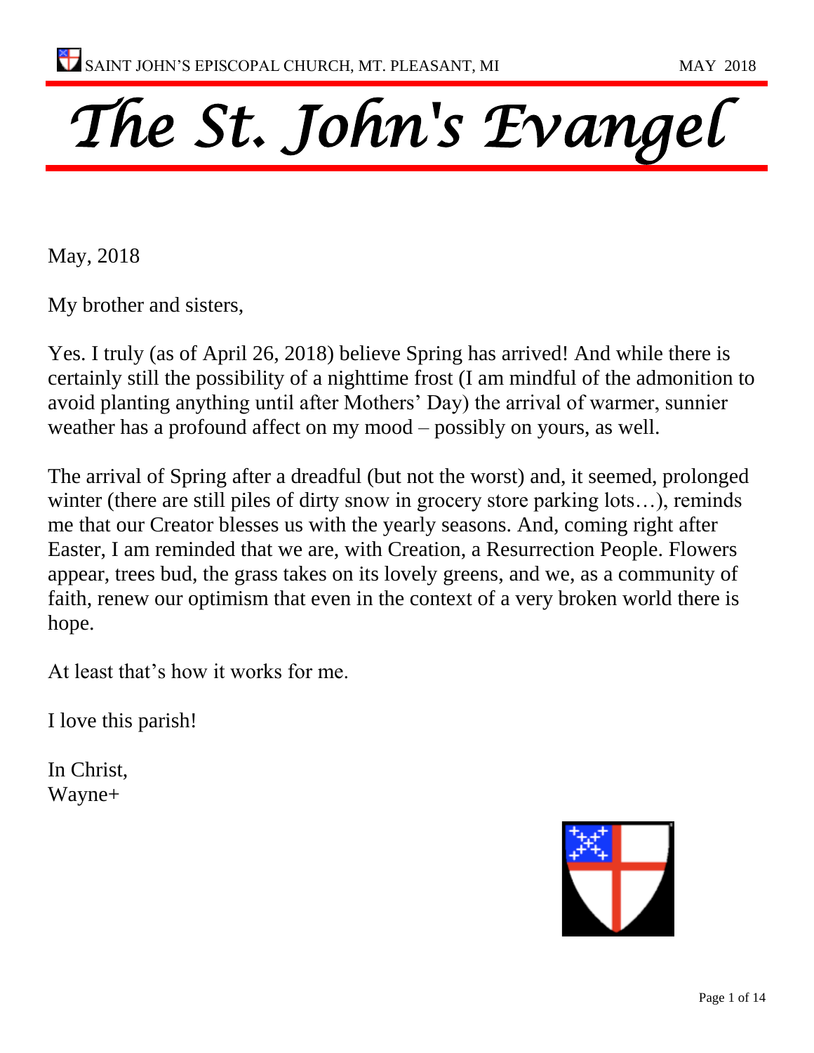# The St. John's Evangel

May, 2018

My brother and sisters,

Yes. I truly (as of April 26, 2018) believe Spring has arrived! And while there is certainly still the possibility of a nighttime frost (I am mindful of the admonition to avoid planting anything until after Mothers' Day) the arrival of warmer, sunnier weather has a profound affect on my mood – possibly on yours, as well.

The arrival of Spring after a dreadful (but not the worst) and, it seemed, prolonged winter (there are still piles of dirty snow in grocery store parking lots…), reminds me that our Creator blesses us with the yearly seasons. And, coming right after Easter, I am reminded that we are, with Creation, a Resurrection People. Flowers appear, trees bud, the grass takes on its lovely greens, and we, as a community of faith, renew our optimism that even in the context of a very broken world there is hope.

At least that's how it works for me.

I love this parish!

In Christ,
Wayne+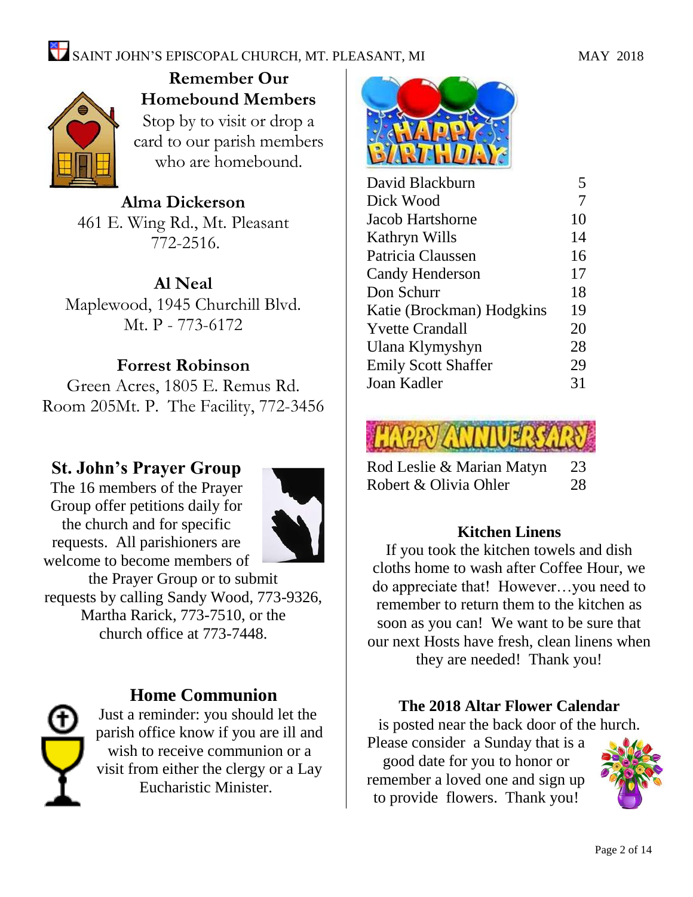## Remember Our Homebound Members

Stop by to visit or drop a card to our parish members who are homebound.

**Alma Dickerson**
461 E. Wing Rd., Mt. Pleasant
772-2516.

**Al Neal**
Maplewood, 1945 Churchill Blvd.
Mt. P - 773-6172

**Forrest Robinson**
Green Acres, 1805 E. Remus Rd.
Room 205Mt. P. The Facility, 772-3456

## St. John's Prayer Group

The 16 members of the Prayer Group offer petitions daily for the church and for specific requests. All parishioners are welcome to become members of the Prayer Group or to submit requests by calling Sandy Wood, 773-9326, Martha Rarick, 773-7510, or the church office at 773-7448.

## Home Communion

Just a reminder: you should let the parish office know if you are ill and wish to receive communion or a visit from either the clergy or a Lay Eucharistic Minister.

## Happy Birthday

| | |
|---|---|
| David Blackburn | 5 |
| Dick Wood | 7 |
| Jacob Hartshorne | 10 |
| Kathryn Wills | 14 |
| Patricia Claussen | 16 |
| Candy Henderson | 17 |
| Don Schurr | 18 |
| Katie (Brockman) Hodgkins | 19 |
| Yvette Crandall | 20 |
| Ulana Klymyshyn | 28 |
| Emily Scott Shaffer | 29 |
| Joan Kadler | 31 |

## Happy Anniversary

| | |
|---|---|
| Rod Leslie & Marian Matyn | 23 |
| Robert & Olivia Ohler | 28 |

## Kitchen Linens

If you took the kitchen towels and dish cloths home to wash after Coffee Hour, we do appreciate that! However…you need to remember to return them to the kitchen as soon as you can! We want to be sure that our next Hosts have fresh, clean linens when they are needed! Thank you!

## The 2018 Altar Flower Calendar

is posted near the back door of the hurch. Please consider a Sunday that is a good date for you to honor or remember a loved one and sign up to provide flowers. Thank you!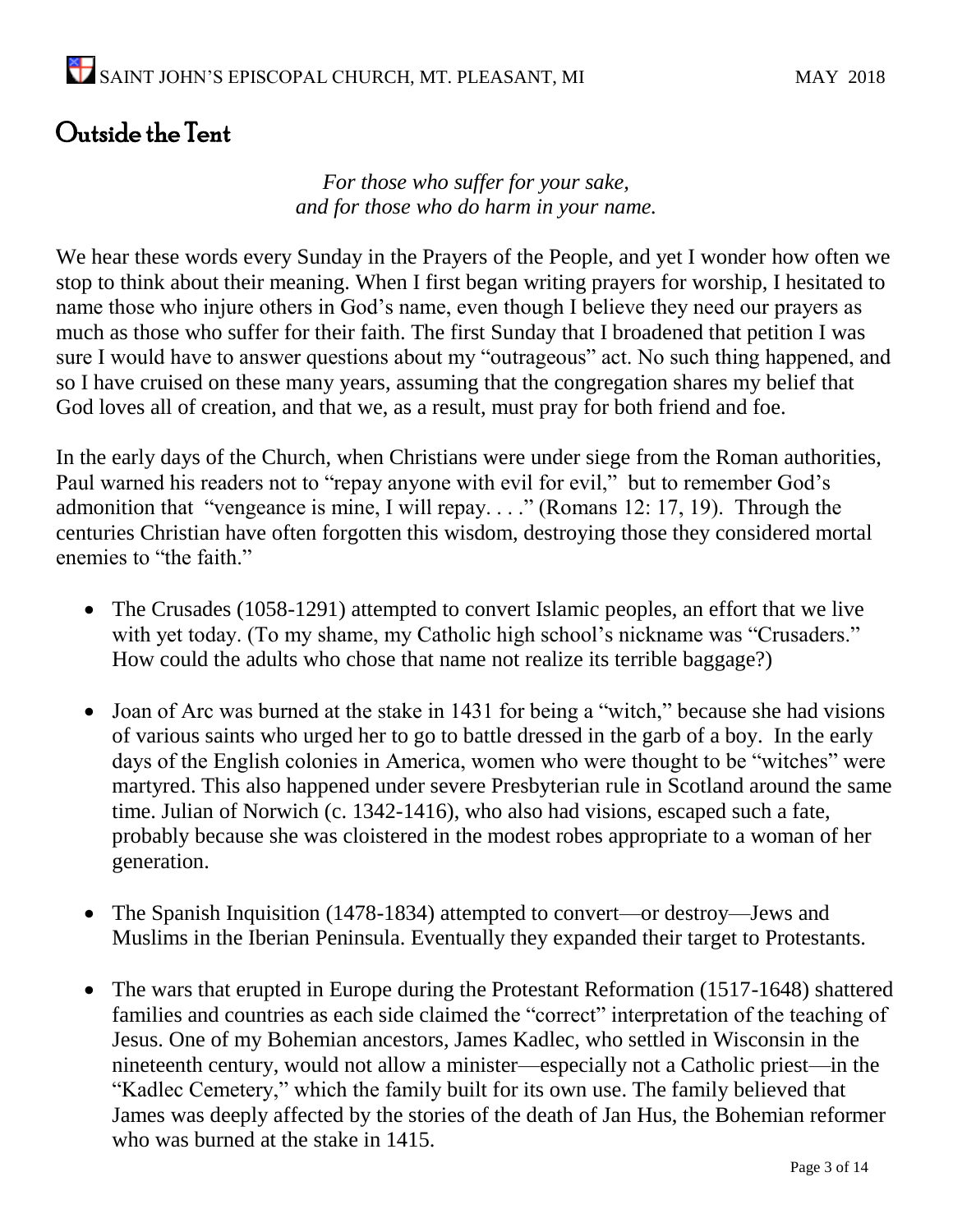# Outside the Tent

*For those who suffer for your sake,*
*and for those who do harm in your name.*

We hear these words every Sunday in the Prayers of the People, and yet I wonder how often we stop to think about their meaning. When I first began writing prayers for worship, I hesitated to name those who injure others in God's name, even though I believe they need our prayers as much as those who suffer for their faith. The first Sunday that I broadened that petition I was sure I would have to answer questions about my "outrageous" act. No such thing happened, and so I have cruised on these many years, assuming that the congregation shares my belief that God loves all of creation, and that we, as a result, must pray for both friend and foe.

In the early days of the Church, when Christians were under siege from the Roman authorities, Paul warned his readers not to "repay anyone with evil for evil," but to remember God's admonition that "vengeance is mine, I will repay. . . ." (Romans 12: 17, 19). Through the centuries Christian have often forgotten this wisdom, destroying those they considered mortal enemies to "the faith."

- The Crusades (1058-1291) attempted to convert Islamic peoples, an effort that we live with yet today. (To my shame, my Catholic high school's nickname was "Crusaders." How could the adults who chose that name not realize its terrible baggage?)

- Joan of Arc was burned at the stake in 1431 for being a "witch," because she had visions of various saints who urged her to go to battle dressed in the garb of a boy. In the early days of the English colonies in America, women who were thought to be "witches" were martyred. This also happened under severe Presbyterian rule in Scotland around the same time. Julian of Norwich (c. 1342-1416), who also had visions, escaped such a fate, probably because she was cloistered in the modest robes appropriate to a woman of her generation.

- The Spanish Inquisition (1478-1834) attempted to convert—or destroy—Jews and Muslims in the Iberian Peninsula. Eventually they expanded their target to Protestants.

- The wars that erupted in Europe during the Protestant Reformation (1517-1648) shattered families and countries as each side claimed the "correct" interpretation of the teaching of Jesus. One of my Bohemian ancestors, James Kadlec, who settled in Wisconsin in the nineteenth century, would not allow a minister—especially not a Catholic priest—in the "Kadlec Cemetery," which the family built for its own use. The family believed that James was deeply affected by the stories of the death of Jan Hus, the Bohemian reformer who was burned at the stake in 1415.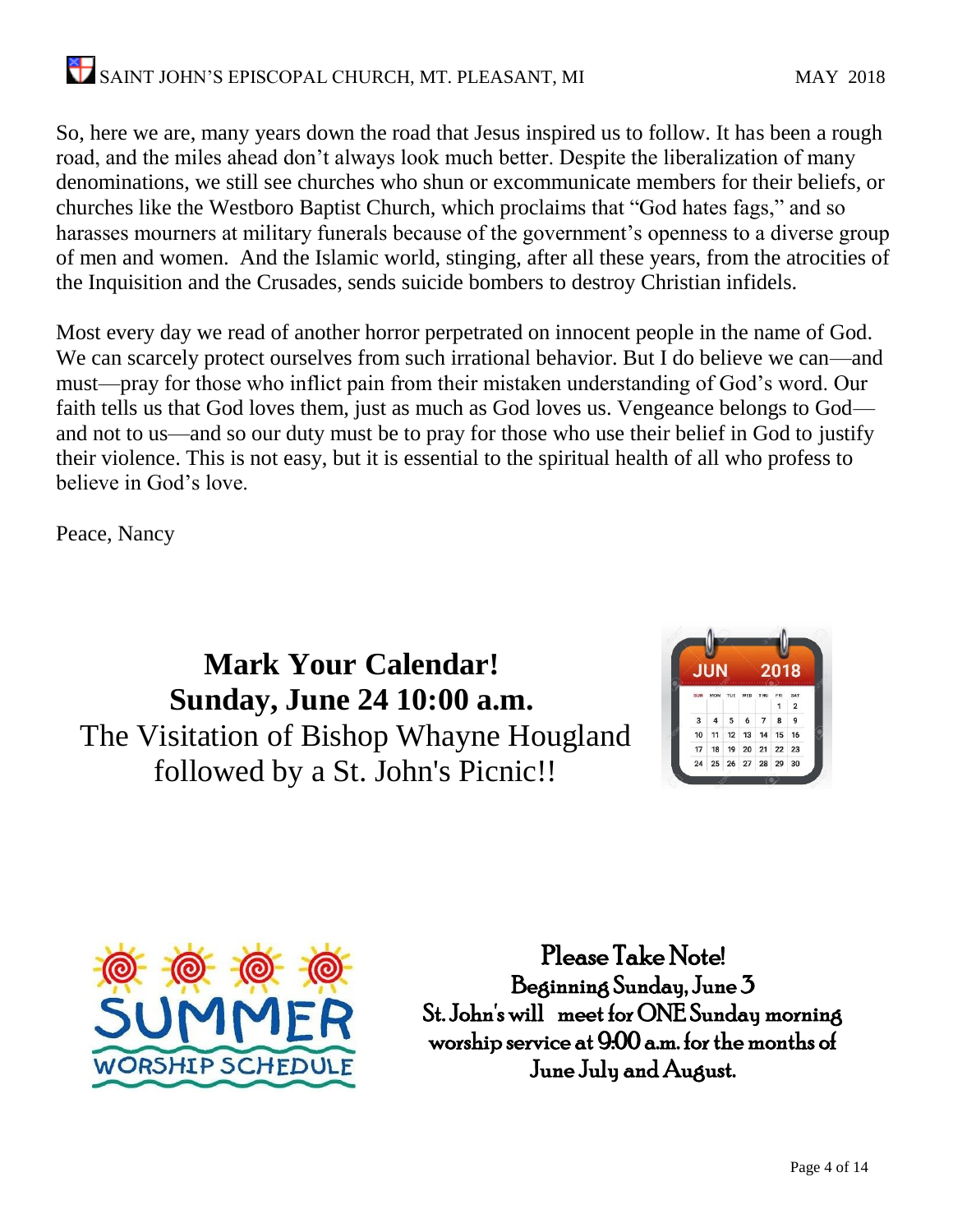So, here we are, many years down the road that Jesus inspired us to follow. It has been a rough road, and the miles ahead don't always look much better. Despite the liberalization of many denominations, we still see churches who shun or excommunicate members for their beliefs, or churches like the Westboro Baptist Church, which proclaims that "God hates fags," and so harasses mourners at military funerals because of the government's openness to a diverse group of men and women. And the Islamic world, stinging, after all these years, from the atrocities of the Inquisition and the Crusades, sends suicide bombers to destroy Christian infidels.

Most every day we read of another horror perpetrated on innocent people in the name of God. We can scarcely protect ourselves from such irrational behavior. But I do believe we can—and must—pray for those who inflict pain from their mistaken understanding of God's word. Our faith tells us that God loves them, just as much as God loves us. Vengeance belongs to God—and not to us—and so our duty must be to pray for those who use their belief in God to justify their violence. This is not easy, but it is essential to the spiritual health of all who profess to believe in God's love.

Peace, Nancy

## Mark Your Calendar!
## Sunday, June 24 10:00 a.m.

The Visitation of Bishop Whayne Hougland followed by a St. John's Picnic!!

**SUMMER WORSHIP SCHEDULE**

**Please Take Note!**
**Beginning Sunday, June 3**
**St. John's will meet for ONE Sunday morning worship service at 9:00 a.m. for the months of June July and August.**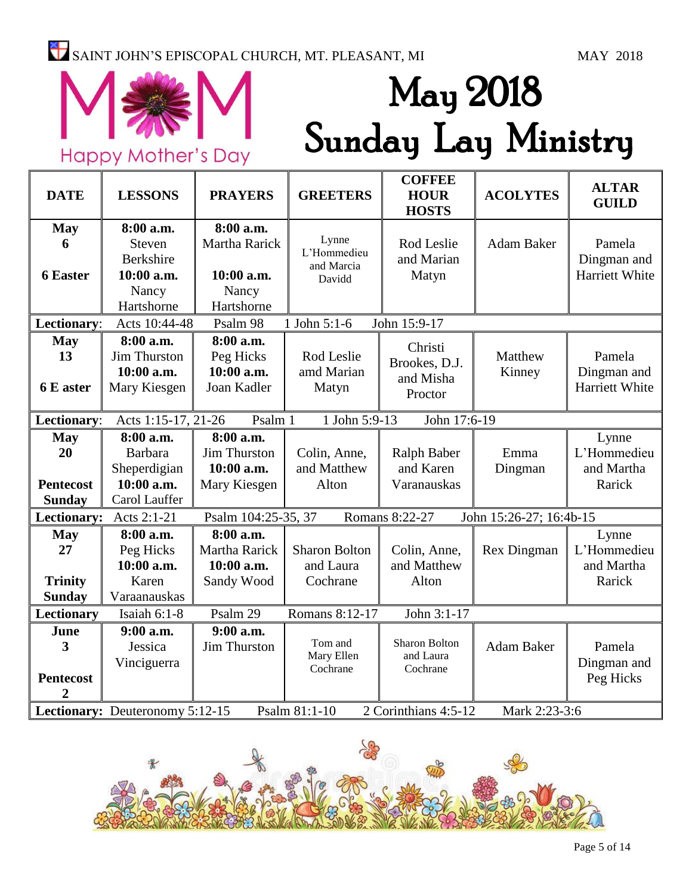# May 2018 Sunday Lay Ministry

Happy Mother's Day

| DATE | LESSONS | PRAYERS | GREETERS | COFFEE HOUR HOSTS | ACOLYTES | ALTAR GUILD |
|---|---|---|---|---|---|---|
| **May 6** **6 Easter** | **8:00 a.m.** Steven Berkshire **10:00 a.m.** Nancy Hartshorne | **8:00 a.m.** Martha Rarick **10:00 a.m.** Nancy Hartshorne | Lynne L'Hommedieu and Marcia Davidd | Rod Leslie and Marian Matyn | Adam Baker | Pamela Dingman and Harriett White |
| **Lectionary**: Acts 10:44-48 | Psalm 98 | 1 John 5:1-6 | John 15:9-17 | | | |
| **May 13** **6 E aster** | **8:00 a.m.** Jim Thurston **10:00 a.m.** Mary Kiesgen | **8:00 a.m.** Peg Hicks **10:00 a.m.** Joan Kadler | Rod Leslie amd Marian Matyn | Christi Brookes, D.J. and Misha Proctor | Matthew Kinney | Pamela Dingman and Harriett White |
| **Lectionary**: Acts 1:15-17, 21-26 | Psalm 1 | 1 John 5:9-13 | John 17:6-19 | | | |
| **May 20** **Pentecost Sunday** | **8:00 a.m.** Barbara Sheperdigian **10:00 a.m.** Carol Lauffer | **8:00 a.m.** Jim Thurston **10:00 a.m.** Mary Kiesgen | Colin, Anne, and Matthew Alton | Ralph Baber and Karen Varanauskas | Emma Dingman | Lynne L'Hommedieu and Martha Rarick |
| **Lectionary:** Acts 2:1-21 | Psalm 104:25-35, 37 | Romans 8:22-27 | John 15:26-27; 16:4b-15 | | | |
| **May 27** **Trinity Sunday** | **8:00 a.m.** Peg Hicks **10:00 a.m.** Karen Varaanauskas | **8:00 a.m.** Martha Rarick **10:00 a.m.** Sandy Wood | Sharon Bolton and Laura Cochrane | Colin, Anne, and Matthew Alton | Rex Dingman | Lynne L'Hommedieu and Martha Rarick |
| **Lectionary** Isaiah 6:1-8 | Psalm 29 | Romans 8:12-17 | John 3:1-17 | | | |
| **June 3** **Pentecost 2** | **9:00 a.m.** Jessica Vinciguerra | **9:00 a.m.** Jim Thurston | Tom and Mary Ellen Cochrane | Sharon Bolton and Laura Cochrane | Adam Baker | Pamela Dingman and Peg Hicks |
| **Lectionary:** Deuteronomy 5:12-15 | Psalm 81:1-10 | 2 Corinthians 4:5-12 | Mark 2:23-3:6 | | | |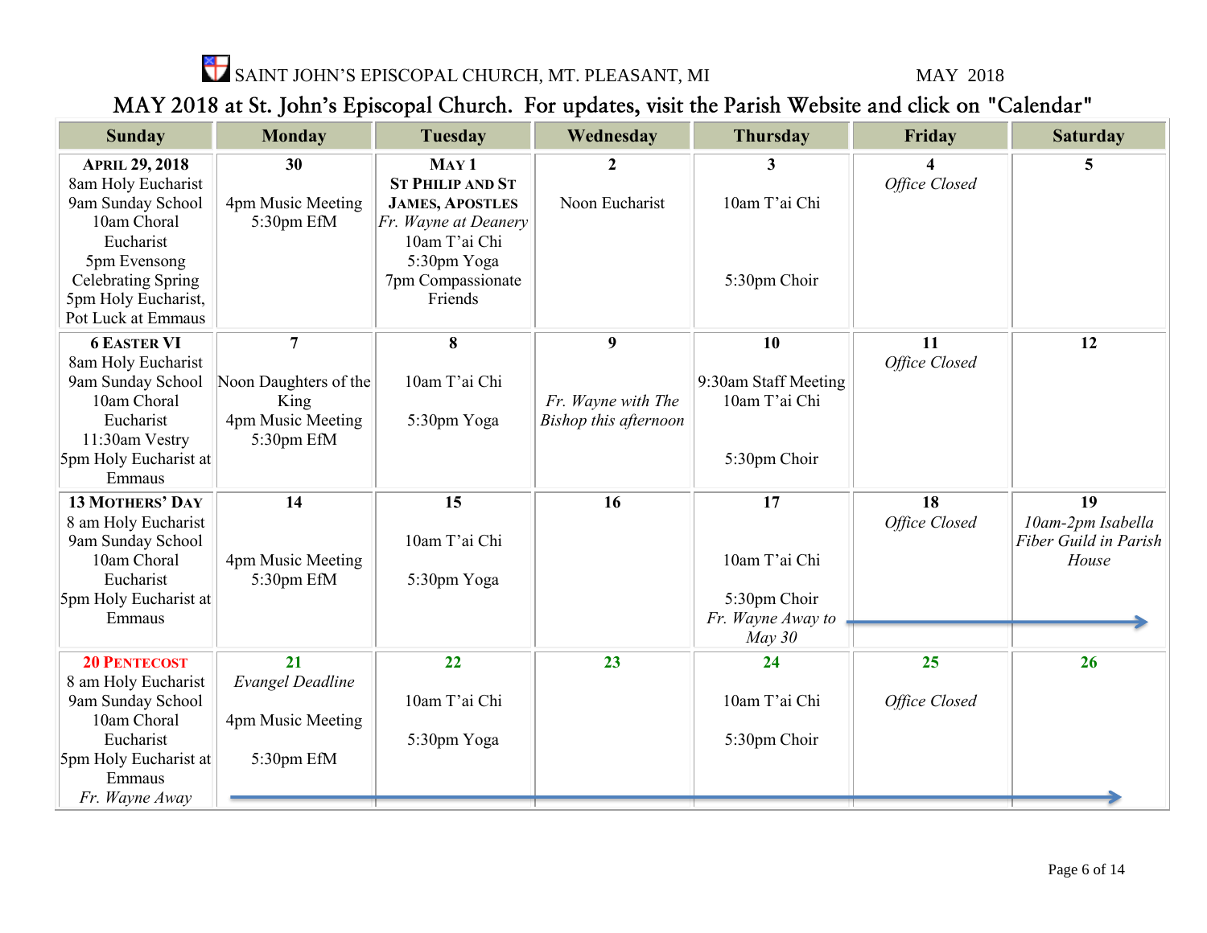SAINT JOHN'S EPISCOPAL CHURCH, MT. PLEASANT, MI MAY 2018

## MAY 2018 at St. John's Episcopal Church. For updates, visit the Parish Website and click on "Calendar"

| Sunday | Monday | Tuesday | Wednesday | Thursday | Friday | Saturday |
|---|---|---|---|---|---|---|
| **APRIL 29, 2018**<br>8am Holy Eucharist<br>9am Sunday School<br>10am Choral Eucharist<br>5pm Evensong Celebrating Spring<br>5pm Holy Eucharist, Pot Luck at Emmaus | **30**<br>4pm Music Meeting<br>5:30pm EfM | **MAY 1**<br>**ST PHILIP AND ST JAMES, APOSTLES**<br>*Fr. Wayne at Deanery*<br>10am T'ai Chi<br>5:30pm Yoga<br>7pm Compassionate Friends | **2**<br>Noon Eucharist | **3**<br>10am T'ai Chi<br>5:30pm Choir | **4**<br>*Office Closed* | **5** |
| **6 EASTER VI**<br>8am Holy Eucharist<br>9am Sunday School<br>10am Choral Eucharist<br>11:30am Vestry<br>5pm Holy Eucharist at Emmaus | **7**<br>Noon Daughters of the King<br>4pm Music Meeting<br>5:30pm EfM | **8**<br>10am T'ai Chi<br>5:30pm Yoga | **9**<br>*Fr. Wayne with The Bishop this afternoon* | **10**<br>9:30am Staff Meeting<br>10am T'ai Chi<br>5:30pm Choir | **11**<br>*Office Closed* | **12** |
| **13 MOTHERS' DAY**<br>8 am Holy Eucharist<br>9am Sunday School<br>10am Choral Eucharist<br>5pm Holy Eucharist at Emmaus | **14**<br>4pm Music Meeting<br>5:30pm EfM | **15**<br>10am T'ai Chi<br>5:30pm Yoga | **16** | **17**<br>10am T'ai Chi<br>5:30pm Choir<br>*Fr. Wayne Away to May 30* → | **18**<br>*Office Closed* | **19**<br>*10am-2pm Isabella Fiber Guild in Parish House* |
| **20 PENTECOST**<br>8 am Holy Eucharist<br>9am Sunday School<br>10am Choral Eucharist<br>5pm Holy Eucharist at Emmaus<br>*Fr. Wayne Away* → | **21**<br>*Evangel Deadline*<br>4pm Music Meeting<br>5:30pm EfM | **22**<br>10am T'ai Chi<br>5:30pm Yoga | **23** | **24**<br>10am T'ai Chi<br>5:30pm Choir | **25**<br>*Office Closed* | **26** |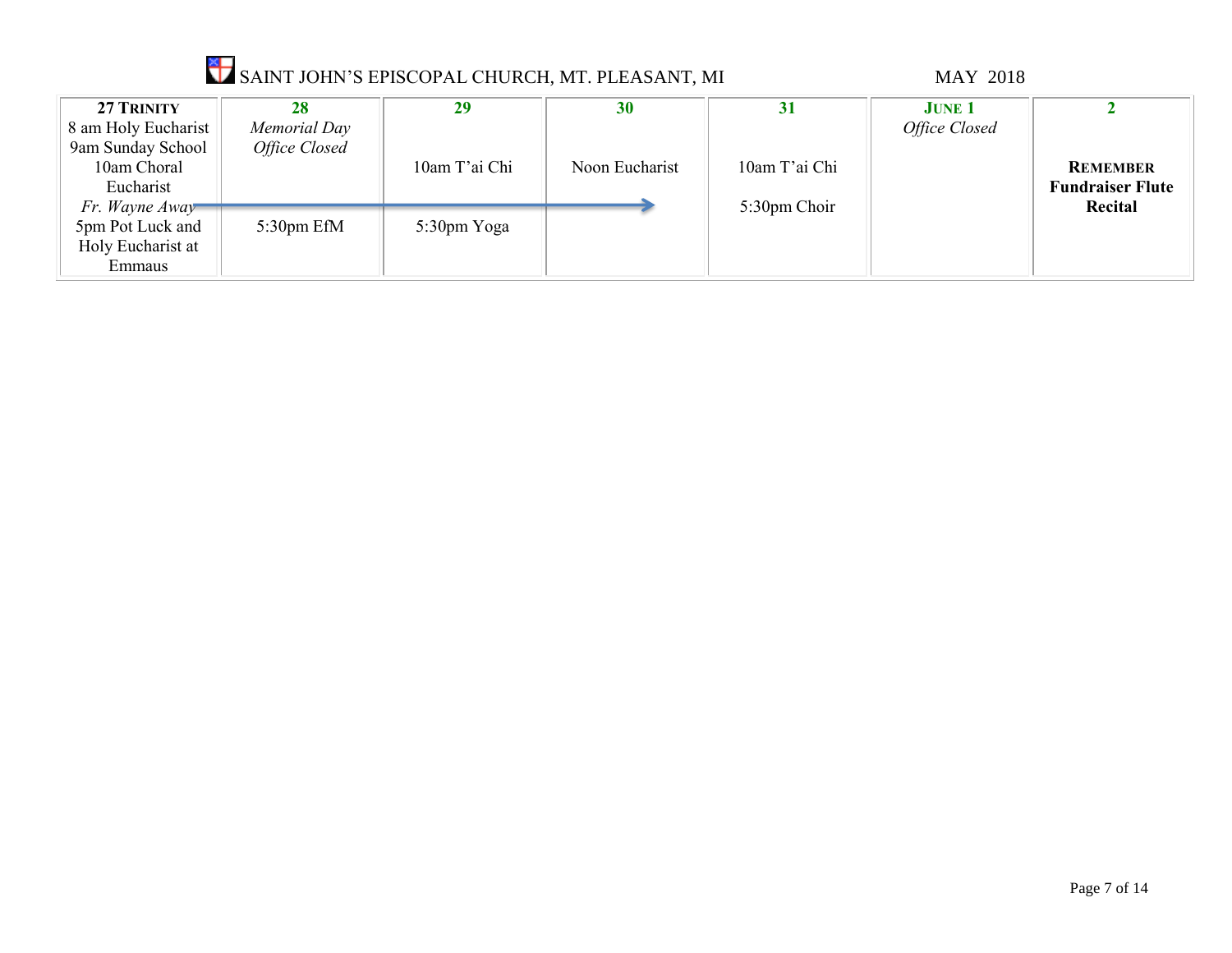# SAINT JOHN'S EPISCOPAL CHURCH, MT. PLEASANT, MI

MAY 2018

| **27 TRINITY** | **28** | **29** | **30** | **31** | **JUNE 1** | **2** |
|---|---|---|---|---|---|---|
| 8 am Holy Eucharist<br>9am Sunday School<br>10am Choral Eucharist<br>*Fr. Wayne Away* →<br>5pm Pot Luck and Holy Eucharist at Emmaus | *Memorial Day*<br>*Office Closed*<br><br>5:30pm EfM | 10am T'ai Chi<br><br>5:30pm Yoga | Noon Eucharist | 10am T'ai Chi<br><br>5:30pm Choir | *Office Closed* | **REMEMBER Fundraiser Flute Recital** |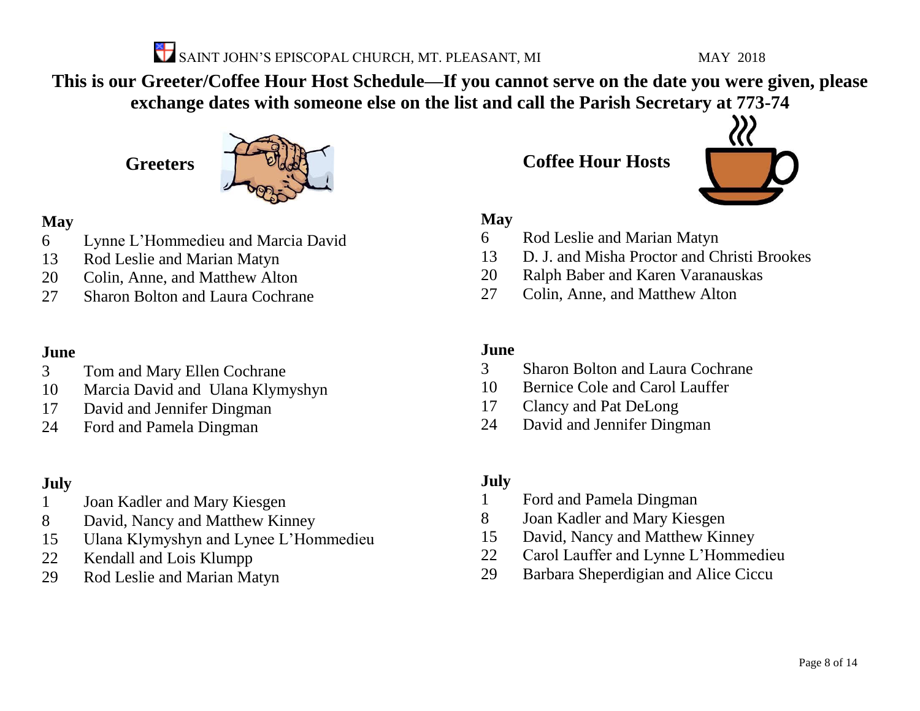SAINT JOHN'S EPISCOPAL CHURCH, MT. PLEASANT, MI MAY 2018

**This is our Greeter/Coffee Hour Host Schedule—If you cannot serve on the date you were given, please exchange dates with someone else on the list and call the Parish Secretary at 773-74**

## Greeters

**May**

6 Lynne L'Hommedieu and Marcia David
13 Rod Leslie and Marian Matyn
20 Colin, Anne, and Matthew Alton
27 Sharon Bolton and Laura Cochrane

**June**

3 Tom and Mary Ellen Cochrane
10 Marcia David and Ulana Klymyshyn
17 David and Jennifer Dingman
24 Ford and Pamela Dingman

**July**

1 Joan Kadler and Mary Kiesgen
8 David, Nancy and Matthew Kinney
15 Ulana Klymyshyn and Lynee L'Hommedieu
22 Kendall and Lois Klumpp
29 Rod Leslie and Marian Matyn

## Coffee Hour Hosts

**May**

6 Rod Leslie and Marian Matyn
13 D. J. and Misha Proctor and Christi Brookes
20 Ralph Baber and Karen Varanauskas
27 Colin, Anne, and Matthew Alton

**June**

3 Sharon Bolton and Laura Cochrane
10 Bernice Cole and Carol Lauffer
17 Clancy and Pat DeLong
24 David and Jennifer Dingman

**July**

1 Ford and Pamela Dingman
8 Joan Kadler and Mary Kiesgen
15 David, Nancy and Matthew Kinney
22 Carol Lauffer and Lynne L'Hommedieu
29 Barbara Sheperdigian and Alice Ciccu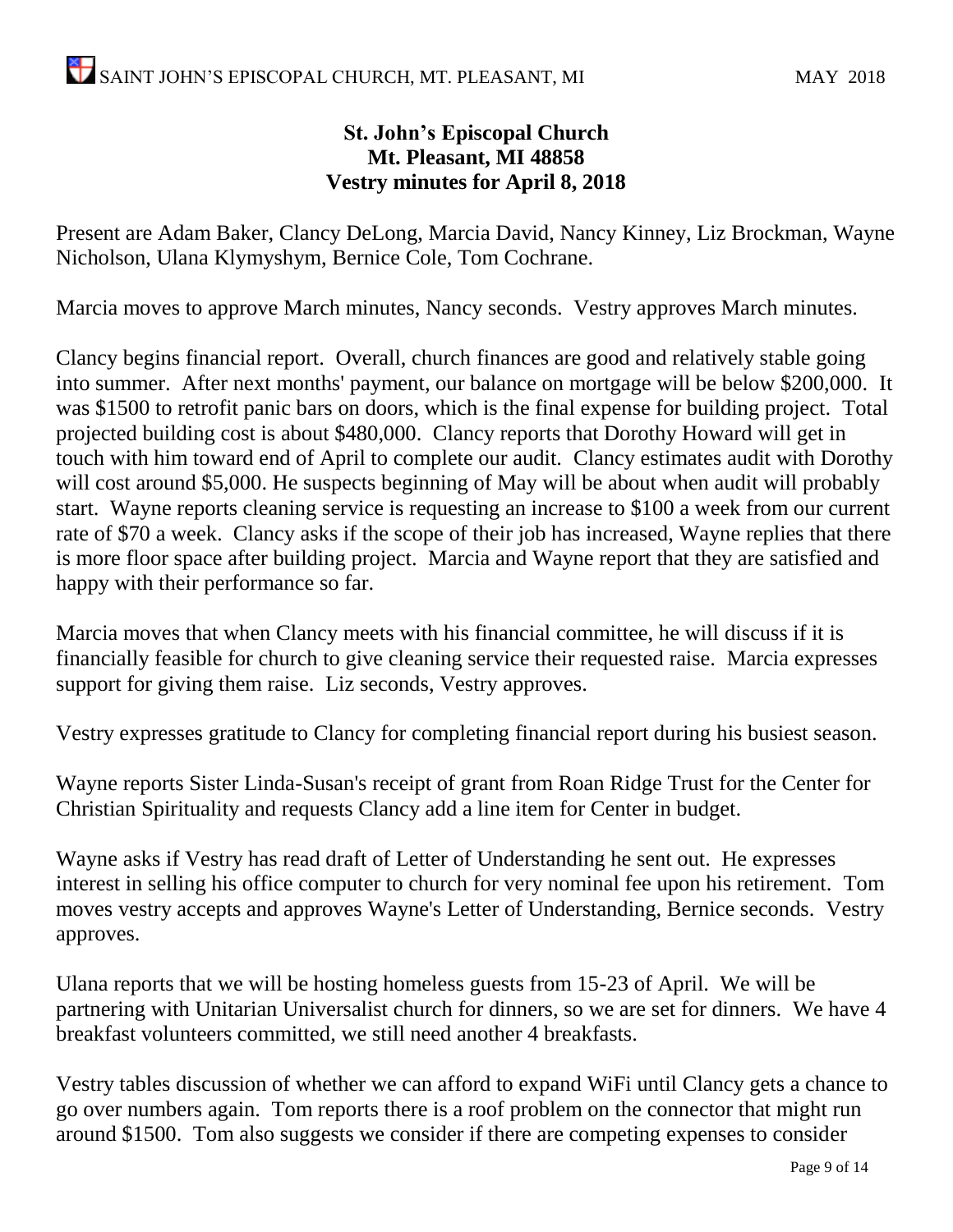**St. John's Episcopal Church**
**Mt. Pleasant, MI 48858**
**Vestry minutes for April 8, 2018**

Present are Adam Baker, Clancy DeLong, Marcia David, Nancy Kinney, Liz Brockman, Wayne Nicholson, Ulana Klymyshym, Bernice Cole, Tom Cochrane.

Marcia moves to approve March minutes, Nancy seconds. Vestry approves March minutes.

Clancy begins financial report. Overall, church finances are good and relatively stable going into summer. After next months' payment, our balance on mortgage will be below $200,000. It was $1500 to retrofit panic bars on doors, which is the final expense for building project. Total projected building cost is about $480,000. Clancy reports that Dorothy Howard will get in touch with him toward end of April to complete our audit. Clancy estimates audit with Dorothy will cost around $5,000. He suspects beginning of May will be about when audit will probably start. Wayne reports cleaning service is requesting an increase to $100 a week from our current rate of $70 a week. Clancy asks if the scope of their job has increased, Wayne replies that there is more floor space after building project. Marcia and Wayne report that they are satisfied and happy with their performance so far.

Marcia moves that when Clancy meets with his financial committee, he will discuss if it is financially feasible for church to give cleaning service their requested raise. Marcia expresses support for giving them raise. Liz seconds, Vestry approves.

Vestry expresses gratitude to Clancy for completing financial report during his busiest season.

Wayne reports Sister Linda-Susan's receipt of grant from Roan Ridge Trust for the Center for Christian Spirituality and requests Clancy add a line item for Center in budget.

Wayne asks if Vestry has read draft of Letter of Understanding he sent out. He expresses interest in selling his office computer to church for very nominal fee upon his retirement. Tom moves vestry accepts and approves Wayne's Letter of Understanding, Bernice seconds. Vestry approves.

Ulana reports that we will be hosting homeless guests from 15-23 of April. We will be partnering with Unitarian Universalist church for dinners, so we are set for dinners. We have 4 breakfast volunteers committed, we still need another 4 breakfasts.

Vestry tables discussion of whether we can afford to expand WiFi until Clancy gets a chance to go over numbers again. Tom reports there is a roof problem on the connector that might run around $1500. Tom also suggests we consider if there are competing expenses to consider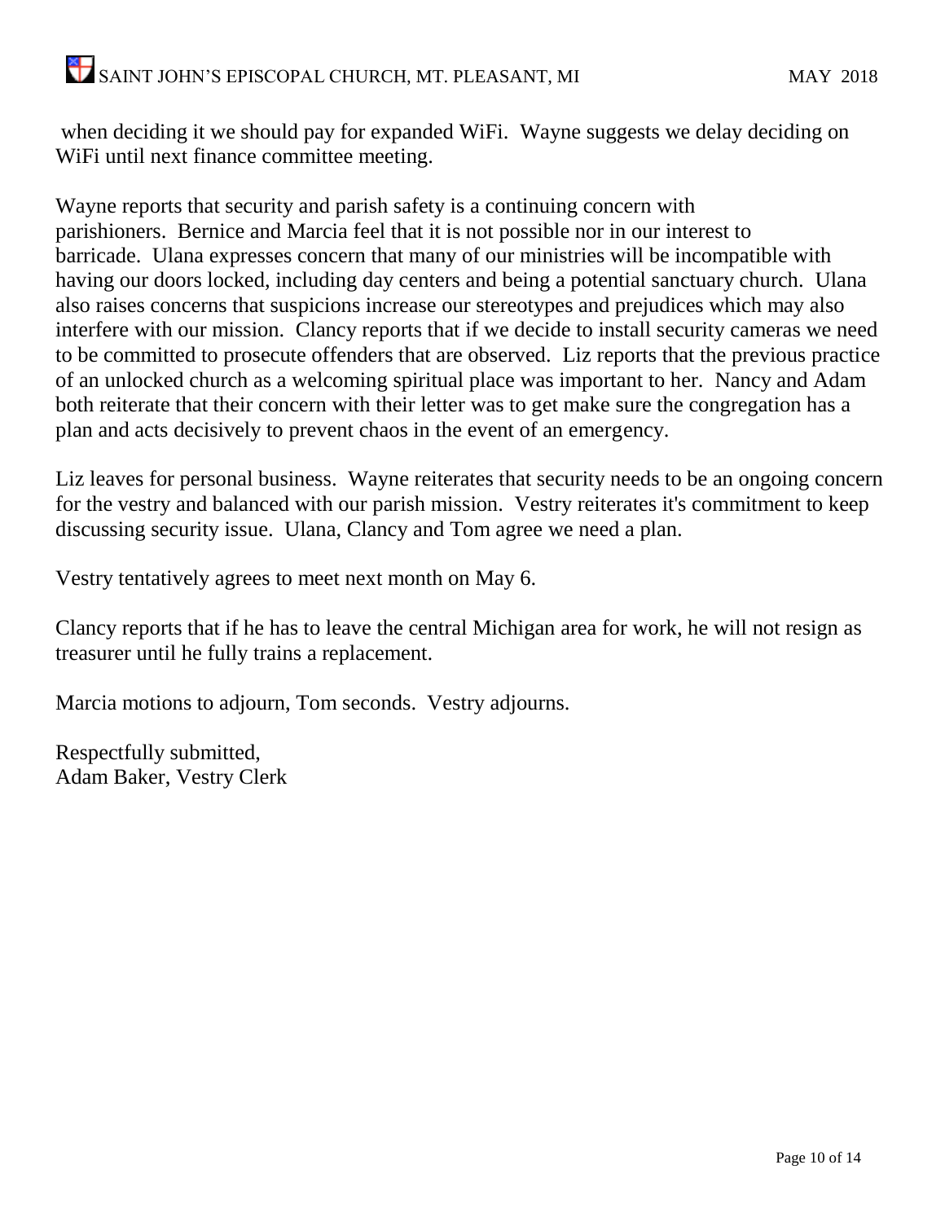when deciding it we should pay for expanded WiFi. Wayne suggests we delay deciding on WiFi until next finance committee meeting.

Wayne reports that security and parish safety is a continuing concern with parishioners. Bernice and Marcia feel that it is not possible nor in our interest to barricade. Ulana expresses concern that many of our ministries will be incompatible with having our doors locked, including day centers and being a potential sanctuary church. Ulana also raises concerns that suspicions increase our stereotypes and prejudices which may also interfere with our mission. Clancy reports that if we decide to install security cameras we need to be committed to prosecute offenders that are observed. Liz reports that the previous practice of an unlocked church as a welcoming spiritual place was important to her. Nancy and Adam both reiterate that their concern with their letter was to get make sure the congregation has a plan and acts decisively to prevent chaos in the event of an emergency.

Liz leaves for personal business. Wayne reiterates that security needs to be an ongoing concern for the vestry and balanced with our parish mission. Vestry reiterates it's commitment to keep discussing security issue. Ulana, Clancy and Tom agree we need a plan.

Vestry tentatively agrees to meet next month on May 6.

Clancy reports that if he has to leave the central Michigan area for work, he will not resign as treasurer until he fully trains a replacement.

Marcia motions to adjourn, Tom seconds. Vestry adjourns.

Respectfully submitted,
Adam Baker, Vestry Clerk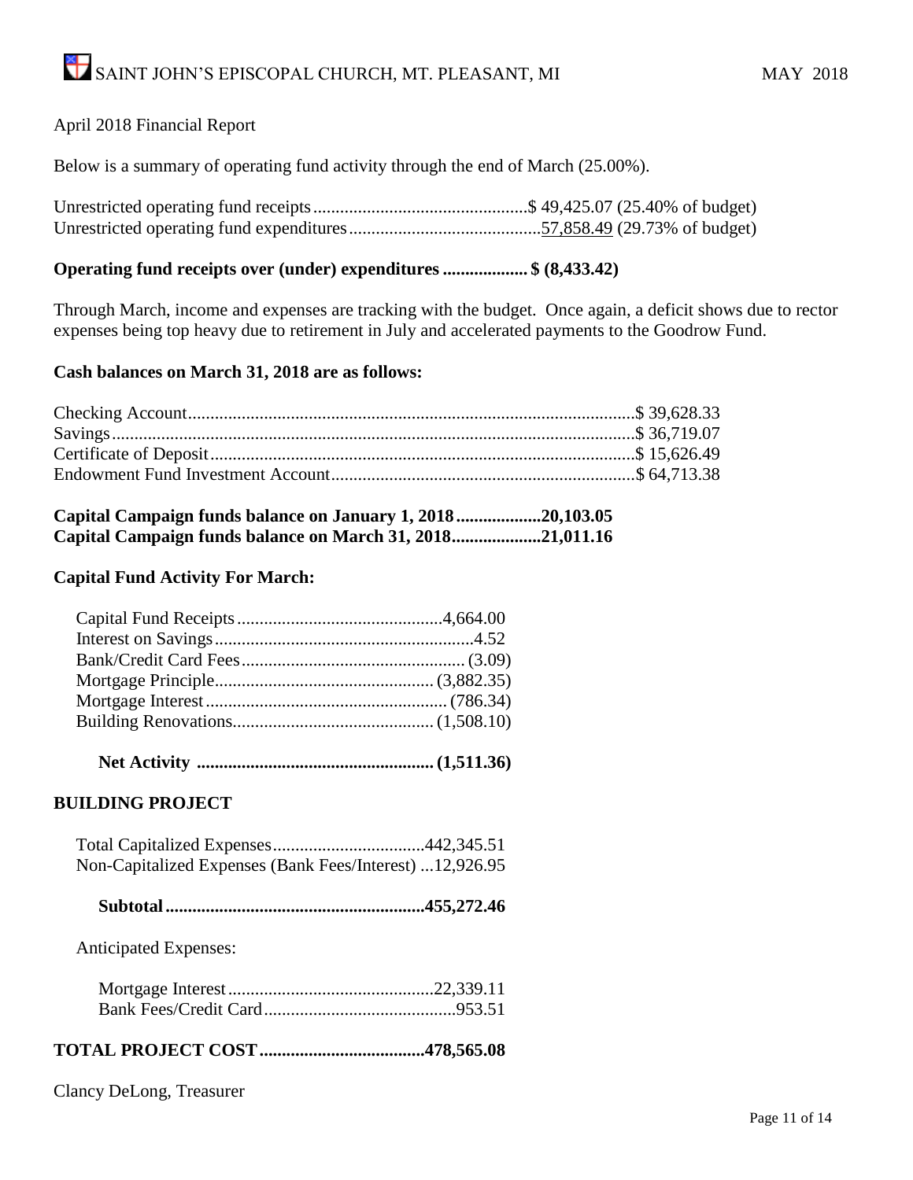April 2018 Financial Report

Below is a summary of operating fund activity through the end of March (25.00%).

| | |
|---|---|
| Unrestricted operating fund receipts | $ 49,425.07 (25.40% of budget) |
| Unrestricted operating fund expenditures | 57,858.49 (29.73% of budget) |

**Operating fund receipts over (under) expenditures .................. $ (8,433.42)**

Through March, income and expenses are tracking with the budget. Once again, a deficit shows due to rector expenses being top heavy due to retirement in July and accelerated payments to the Goodrow Fund.

**Cash balances on March 31, 2018 are as follows:**

| | |
|---|---|
| Checking Account | $ 39,628.33 |
| Savings | $ 36,719.07 |
| Certificate of Deposit | $ 15,626.49 |
| Endowment Fund Investment Account | $ 64,713.38 |

**Capital Campaign funds balance on January 1, 2018 .................. 20,103.05**
**Capital Campaign funds balance on March 31, 2018 .................... 21,011.16**

**Capital Fund Activity For March:**

| | |
|---|---|
| Capital Fund Receipts | 4,664.00 |
| Interest on Savings | 4.52 |
| Bank/Credit Card Fees | (3.09) |
| Mortgage Principle | (3,882.35) |
| Mortgage Interest | (786.34) |
| Building Renovations | (1,508.10) |
| **Net Activity** | **(1,511.36)** |

**BUILDING PROJECT**

| | |
|---|---|
| Total Capitalized Expenses | 442,345.51 |
| Non-Capitalized Expenses (Bank Fees/Interest) | 12,926.95 |
| **Subtotal** | **455,272.46** |

Anticipated Expenses:

| | |
|---|---|
| Mortgage Interest | 22,339.11 |
| Bank Fees/Credit Card | 953.51 |

**TOTAL PROJECT COST .................................... 478,565.08**

Clancy DeLong, Treasurer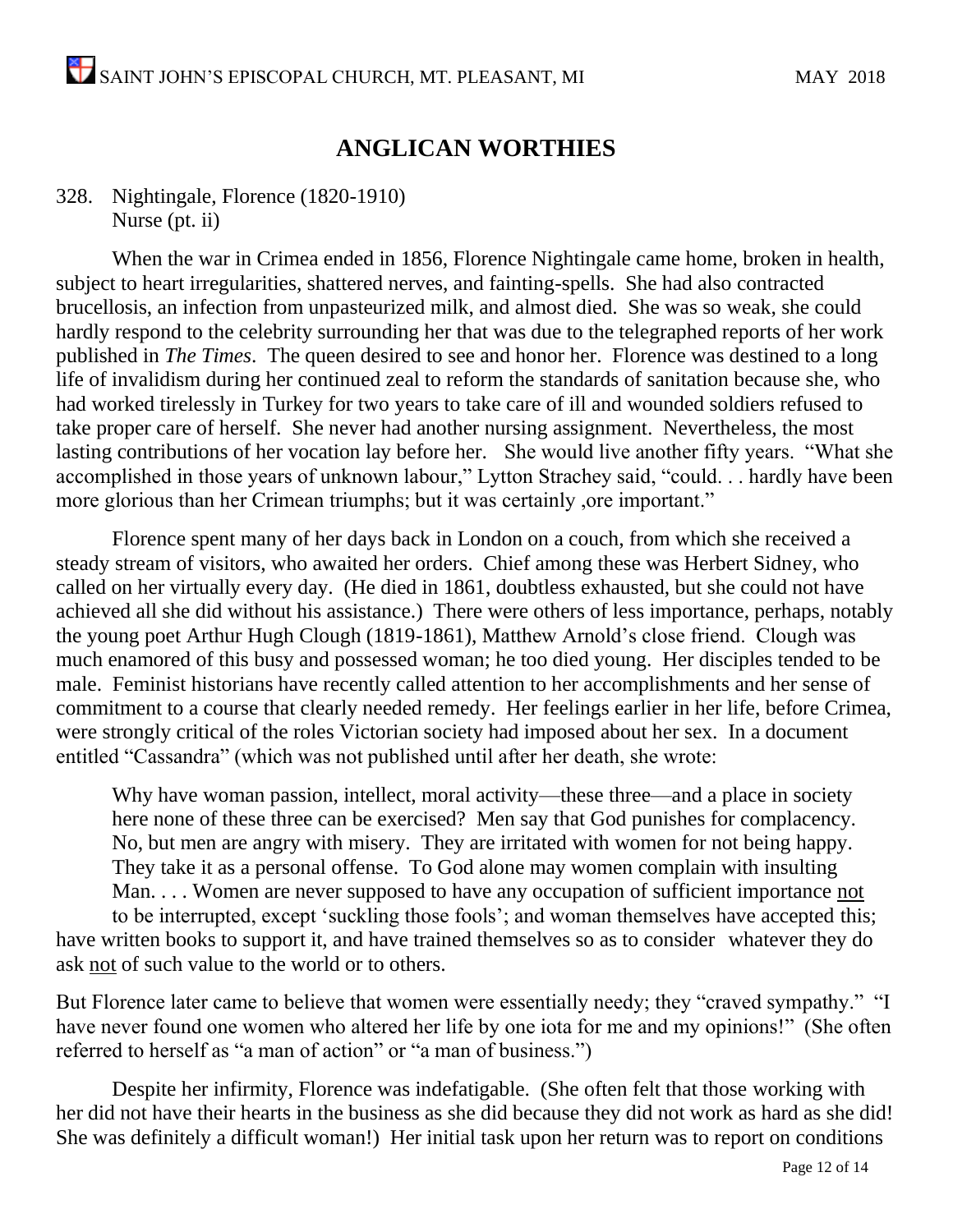# ANGLICAN WORTHIES

328. Nightingale, Florence (1820-1910)
Nurse (pt. ii)

When the war in Crimea ended in 1856, Florence Nightingale came home, broken in health, subject to heart irregularities, shattered nerves, and fainting-spells. She had also contracted brucellosis, an infection from unpasteurized milk, and almost died. She was so weak, she could hardly respond to the celebrity surrounding her that was due to the telegraphed reports of her work published in *The Times*. The queen desired to see and honor her. Florence was destined to a long life of invalidism during her continued zeal to reform the standards of sanitation because she, who had worked tirelessly in Turkey for two years to take care of ill and wounded soldiers refused to take proper care of herself. She never had another nursing assignment. Nevertheless, the most lasting contributions of her vocation lay before her. She would live another fifty years. "What she accomplished in those years of unknown labour," Lytton Strachey said, "could. . . hardly have been more glorious than her Crimean triumphs; but it was certainly ,ore important."

Florence spent many of her days back in London on a couch, from which she received a steady stream of visitors, who awaited her orders. Chief among these was Herbert Sidney, who called on her virtually every day. (He died in 1861, doubtless exhausted, but she could not have achieved all she did without his assistance.) There were others of less importance, perhaps, notably the young poet Arthur Hugh Clough (1819-1861), Matthew Arnold's close friend. Clough was much enamored of this busy and possessed woman; he too died young. Her disciples tended to be male. Feminist historians have recently called attention to her accomplishments and her sense of commitment to a course that clearly needed remedy. Her feelings earlier in her life, before Crimea, were strongly critical of the roles Victorian society had imposed about her sex. In a document entitled "Cassandra" (which was not published until after her death, she wrote:

> Why have woman passion, intellect, moral activity—these three—and a place in society here none of these three can be exercised? Men say that God punishes for complacency. No, but men are angry with misery. They are irritated with women for not being happy. They take it as a personal offense. To God alone may women complain with insulting Man. . . . Women are never supposed to have any occupation of sufficient importance <u>not</u> to be interrupted, except 'suckling those fools'; and woman themselves have accepted this; have written books to support it, and have trained themselves so as to consider whatever they do ask <u>not</u> of such value to the world or to others.

But Florence later came to believe that women were essentially needy; they "craved sympathy." "I have never found one women who altered her life by one iota for me and my opinions!" (She often referred to herself as "a man of action" or "a man of business.")

Despite her infirmity, Florence was indefatigable. (She often felt that those working with her did not have their hearts in the business as she did because they did not work as hard as she did! She was definitely a difficult woman!) Her initial task upon her return was to report on conditions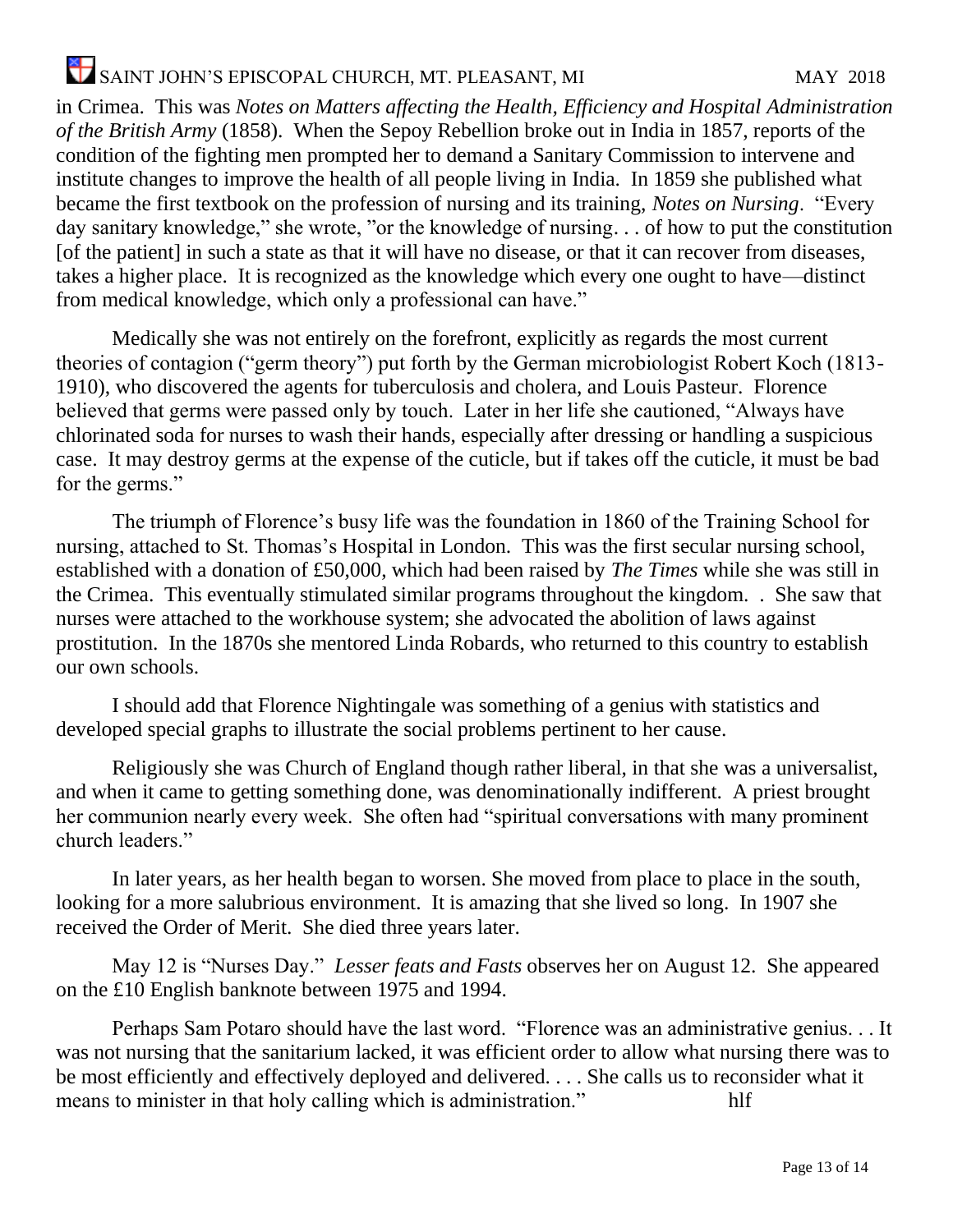in Crimea. This was *Notes on Matters affecting the Health, Efficiency and Hospital Administration of the British Army* (1858). When the Sepoy Rebellion broke out in India in 1857, reports of the condition of the fighting men prompted her to demand a Sanitary Commission to intervene and institute changes to improve the health of all people living in India. In 1859 she published what became the first textbook on the profession of nursing and its training, *Notes on Nursing*. "Every day sanitary knowledge," she wrote, "or the knowledge of nursing. . . of how to put the constitution [of the patient] in such a state as that it will have no disease, or that it can recover from diseases, takes a higher place. It is recognized as the knowledge which every one ought to have—distinct from medical knowledge, which only a professional can have."

Medically she was not entirely on the forefront, explicitly as regards the most current theories of contagion ("germ theory") put forth by the German microbiologist Robert Koch (1813-1910), who discovered the agents for tuberculosis and cholera, and Louis Pasteur. Florence believed that germs were passed only by touch. Later in her life she cautioned, "Always have chlorinated soda for nurses to wash their hands, especially after dressing or handling a suspicious case. It may destroy germs at the expense of the cuticle, but if takes off the cuticle, it must be bad for the germs."

The triumph of Florence's busy life was the foundation in 1860 of the Training School for nursing, attached to St. Thomas's Hospital in London. This was the first secular nursing school, established with a donation of £50,000, which had been raised by *The Times* while she was still in the Crimea. This eventually stimulated similar programs throughout the kingdom. . She saw that nurses were attached to the workhouse system; she advocated the abolition of laws against prostitution. In the 1870s she mentored Linda Robards, who returned to this country to establish our own schools.

I should add that Florence Nightingale was something of a genius with statistics and developed special graphs to illustrate the social problems pertinent to her cause.

Religiously she was Church of England though rather liberal, in that she was a universalist, and when it came to getting something done, was denominationally indifferent. A priest brought her communion nearly every week. She often had "spiritual conversations with many prominent church leaders."

In later years, as her health began to worsen. She moved from place to place in the south, looking for a more salubrious environment. It is amazing that she lived so long. In 1907 she received the Order of Merit. She died three years later.

May 12 is "Nurses Day." *Lesser feats and Fasts* observes her on August 12. She appeared on the £10 English banknote between 1975 and 1994.

Perhaps Sam Potaro should have the last word. "Florence was an administrative genius. . . It was not nursing that the sanitarium lacked, it was efficient order to allow what nursing there was to be most efficiently and effectively deployed and delivered. . . . She calls us to reconsider what it means to minister in that holy calling which is administration." hlf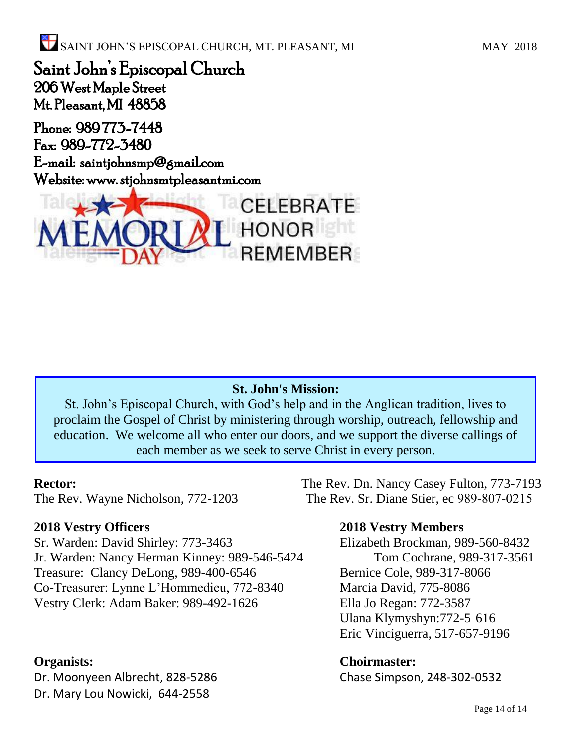# Saint John's Episcopal Church

206 West Maple Street
Mt. Pleasant, MI 48858

Phone: 989 773-7448
Fax: 989-772-3480
E-mail: saintjohnsmp@gmail.com
Website: www. stjohnsmtpleasantmi.com

MEMORIAL DAY
CELEBRATE
HONOR
REMEMBER

**St. John's Mission:**

St. John's Episcopal Church, with God's help and in the Anglican tradition, lives to proclaim the Gospel of Christ by ministering through worship, outreach, fellowship and education. We welcome all who enter our doors, and we support the diverse callings of each member as we seek to serve Christ in every person.

**Rector:**
The Rev. Wayne Nicholson, 772-1203

The Rev. Dn. Nancy Casey Fulton, 773-7193
The Rev. Sr. Diane Stier, ec 989-807-0215

**2018 Vestry Officers**
Sr. Warden: David Shirley: 773-3463
Jr. Warden: Nancy Herman Kinney: 989-546-5424
Treasure: Clancy DeLong, 989-400-6546
Co-Treasurer: Lynne L'Hommedieu, 772-8340
Vestry Clerk: Adam Baker: 989-492-1626

**2018 Vestry Members**
Elizabeth Brockman, 989-560-8432
Tom Cochrane, 989-317-3561
Bernice Cole, 989-317-8066
Marcia David, 775-8086
Ella Jo Regan: 772-3587
Ulana Klymyshyn:772-5 616
Eric Vinciguerra, 517-657-9196

**Organists:**
Dr. Moonyeen Albrecht, 828-5286
Dr. Mary Lou Nowicki, 644-2558

**Choirmaster:**
Chase Simpson, 248-302-0532